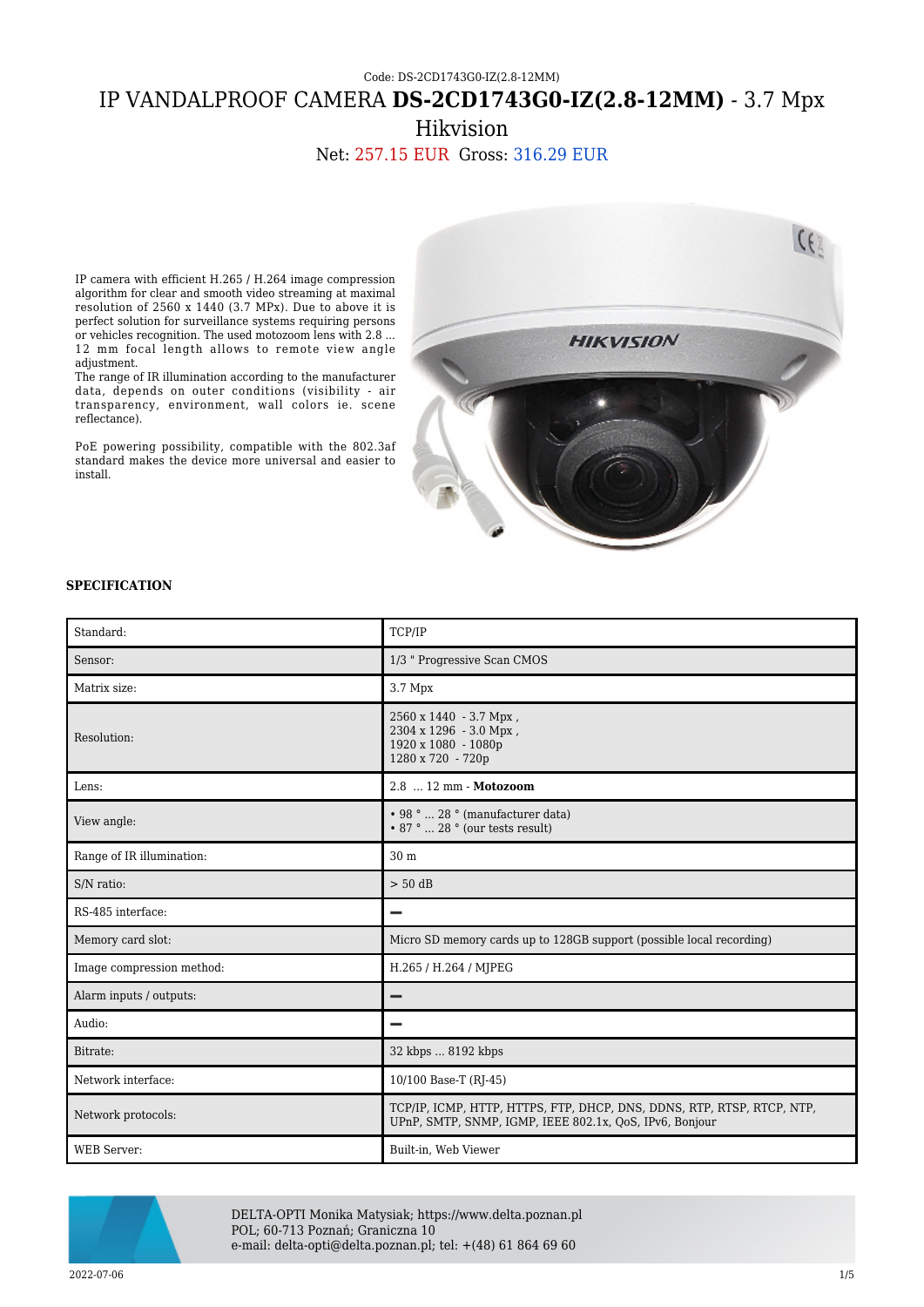Code: DS-2CD1743G0-IZ(2.8-12MM)

# IP VANDALPROOF CAMERA **DS-2CD1743G0-IZ(2.8-12MM)** - 3.7 Mpx Hikvision

Net: 257.15 EUR Gross: 316.29 EUR

IP camera with efficient H.265 / H.264 image compression algorithm for clear and smooth video streaming at maximal resolution of 2560 x 1440 (3.7 MPx). Due to above it is perfect solution for surveillance systems requiring persons or vehicles recognition. The used motozoom lens with 2.8 ... 12 mm focal length allows to remote view angle adjustment.
The range of IR illumination according to the manufacturer data, depends on outer conditions (visibility - air transparency, environment, wall colors ie. scene reflectance).

PoE powering possibility, compatible with the 802.3af standard makes the device more universal and easier to install.

**SPECIFICATION**

| | |
|---|---|
| Standard: | TCP/IP |
| Sensor: | 1/3 " Progressive Scan CMOS |
| Matrix size: | 3.7 Mpx |
| Resolution: | 2560 x 1440 - 3.7 Mpx ,<br>2304 x 1296 - 3.0 Mpx ,<br>1920 x 1080 - 1080p<br>1280 x 720 - 720p |
| Lens: | 2.8 ... 12 mm - **Motozoom** |
| View angle: | • 98 ° ... 28 ° (manufacturer data)<br>• 87 ° ... 28 ° (our tests result) |
| Range of IR illumination: | 30 m |
| S/N ratio: | > 50 dB |
| RS-485 interface: | – |
| Memory card slot: | Micro SD memory cards up to 128GB support (possible local recording) |
| Image compression method: | H.265 / H.264 / MJPEG |
| Alarm inputs / outputs: | – |
| Audio: | – |
| Bitrate: | 32 kbps ... 8192 kbps |
| Network interface: | 10/100 Base-T (RJ-45) |
| Network protocols: | TCP/IP, ICMP, HTTP, HTTPS, FTP, DHCP, DNS, DDNS, RTP, RTSP, RTCP, NTP, UPnP, SMTP, SNMP, IGMP, IEEE 802.1x, QoS, IPv6, Bonjour |
| WEB Server: | Built-in, Web Viewer |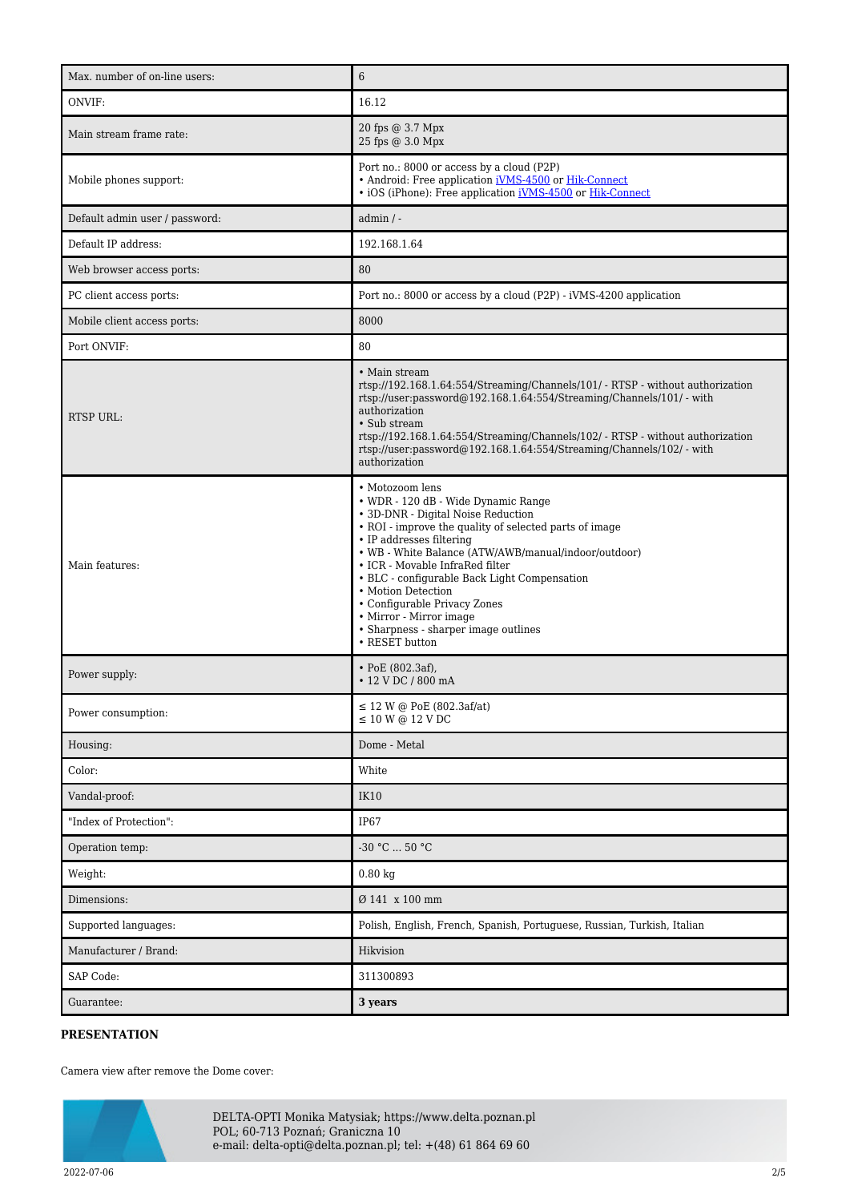| Max. number of on-line users: | 6 |
|---|---|
| ONVIF: | 16.12 |
| Main stream frame rate: | 20 fps @ 3.7 Mpx<br>25 fps @ 3.0 Mpx |
| Mobile phones support: | Port no.: 8000 or access by a cloud (P2P)<br>• Android: Free application iVMS-4500 or Hik-Connect<br>• iOS (iPhone): Free application iVMS-4500 or Hik-Connect |
| Default admin user / password: | admin / - |
| Default IP address: | 192.168.1.64 |
| Web browser access ports: | 80 |
| PC client access ports: | Port no.: 8000 or access by a cloud (P2P) - iVMS-4200 application |
| Mobile client access ports: | 8000 |
| Port ONVIF: | 80 |
| RTSP URL: | • Main stream<br>rtsp://192.168.1.64:554/Streaming/Channels/101/ - RTSP - without authorization<br>rtsp://user:password@192.168.1.64:554/Streaming/Channels/101/ - with authorization<br>• Sub stream<br>rtsp://192.168.1.64:554/Streaming/Channels/102/ - RTSP - without authorization<br>rtsp://user:password@192.168.1.64:554/Streaming/Channels/102/ - with authorization |
| Main features: | • Motozoom lens<br>• WDR - 120 dB - Wide Dynamic Range<br>• 3D-DNR - Digital Noise Reduction<br>• ROI - improve the quality of selected parts of image<br>• IP addresses filtering<br>• WB - White Balance (ATW/AWB/manual/indoor/outdoor)<br>• ICR - Movable InfraRed filter<br>• BLC - configurable Back Light Compensation<br>• Motion Detection<br>• Configurable Privacy Zones<br>• Mirror - Mirror image<br>• Sharpness - sharper image outlines<br>• RESET button |
| Power supply: | • PoE (802.3af),<br>• 12 V DC / 800 mA |
| Power consumption: | ≤ 12 W @ PoE (802.3af/at)<br>≤ 10 W @ 12 V DC |
| Housing: | Dome - Metal |
| Color: | White |
| Vandal-proof: | IK10 |
| "Index of Protection": | IP67 |
| Operation temp: | -30 °C ... 50 °C |
| Weight: | 0.80 kg |
| Dimensions: | Ø 141 x 100 mm |
| Supported languages: | Polish, English, French, Spanish, Portuguese, Russian, Turkish, Italian |
| Manufacturer / Brand: | Hikvision |
| SAP Code: | 311300893 |
| Guarantee: | **3 years** |

**PRESENTATION**

Camera view after remove the Dome cover: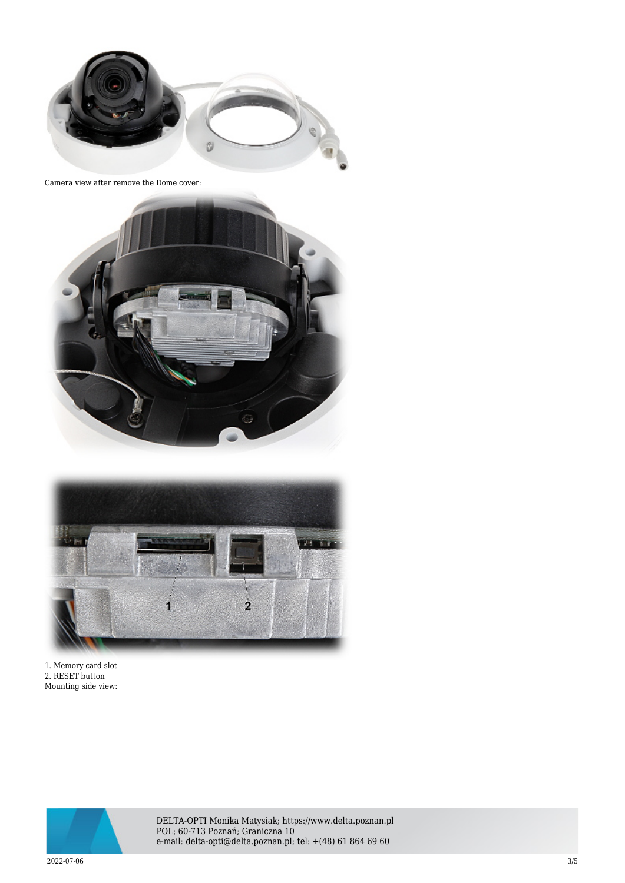Camera view after remove the Dome cover:

1. Memory card slot
2. RESET button

Mounting side view: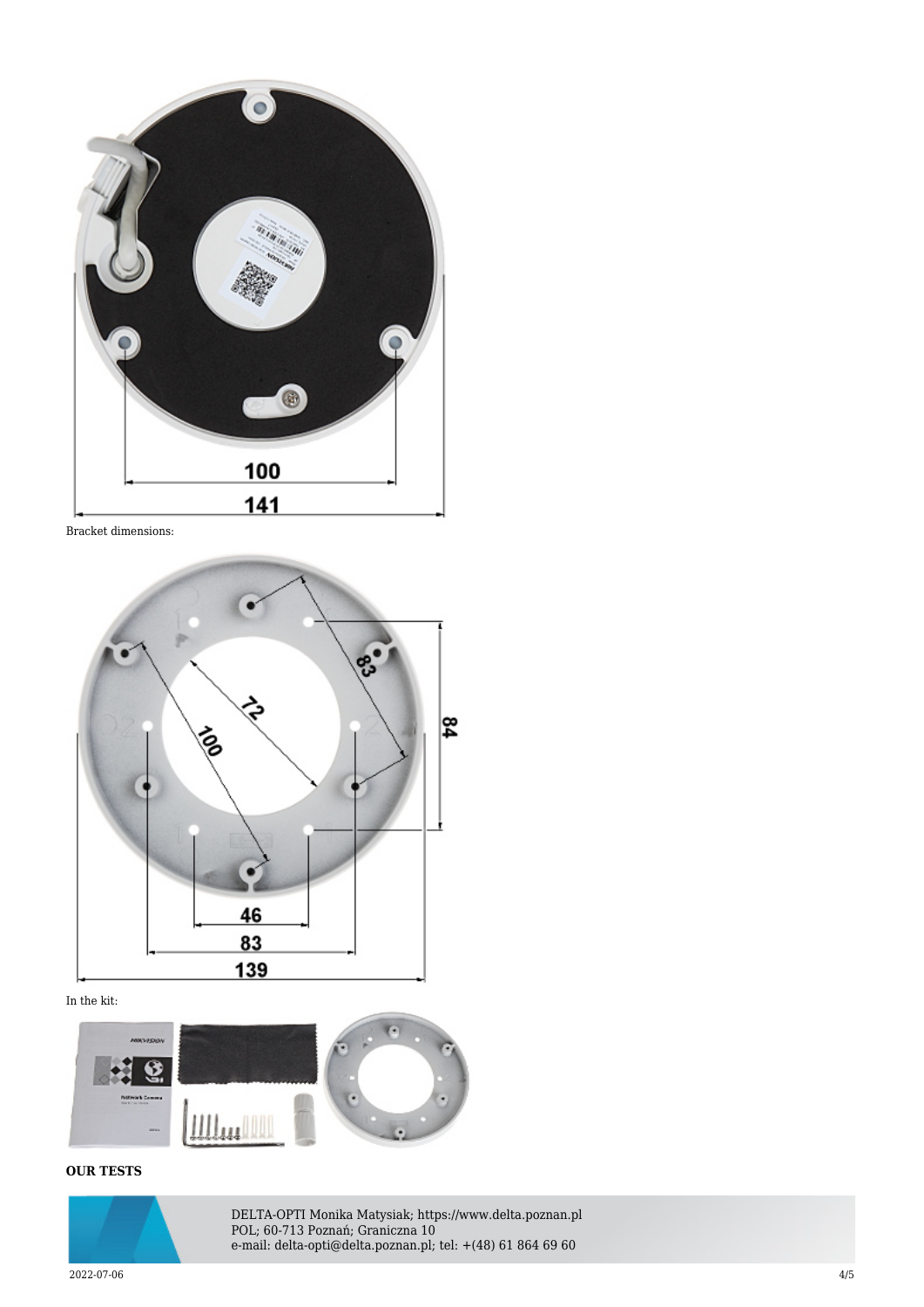Bracket dimensions:

In the kit:

**OUR TESTS**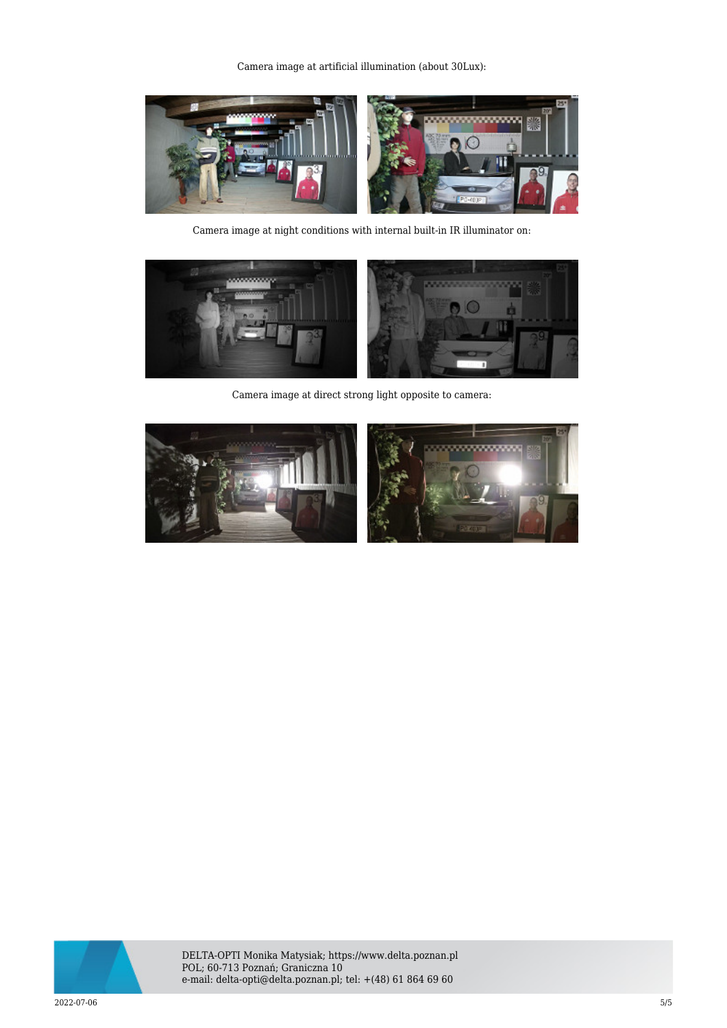Camera image at artificial illumination (about 30Lux):

Camera image at night conditions with internal built-in IR illuminator on:

Camera image at direct strong light opposite to camera: